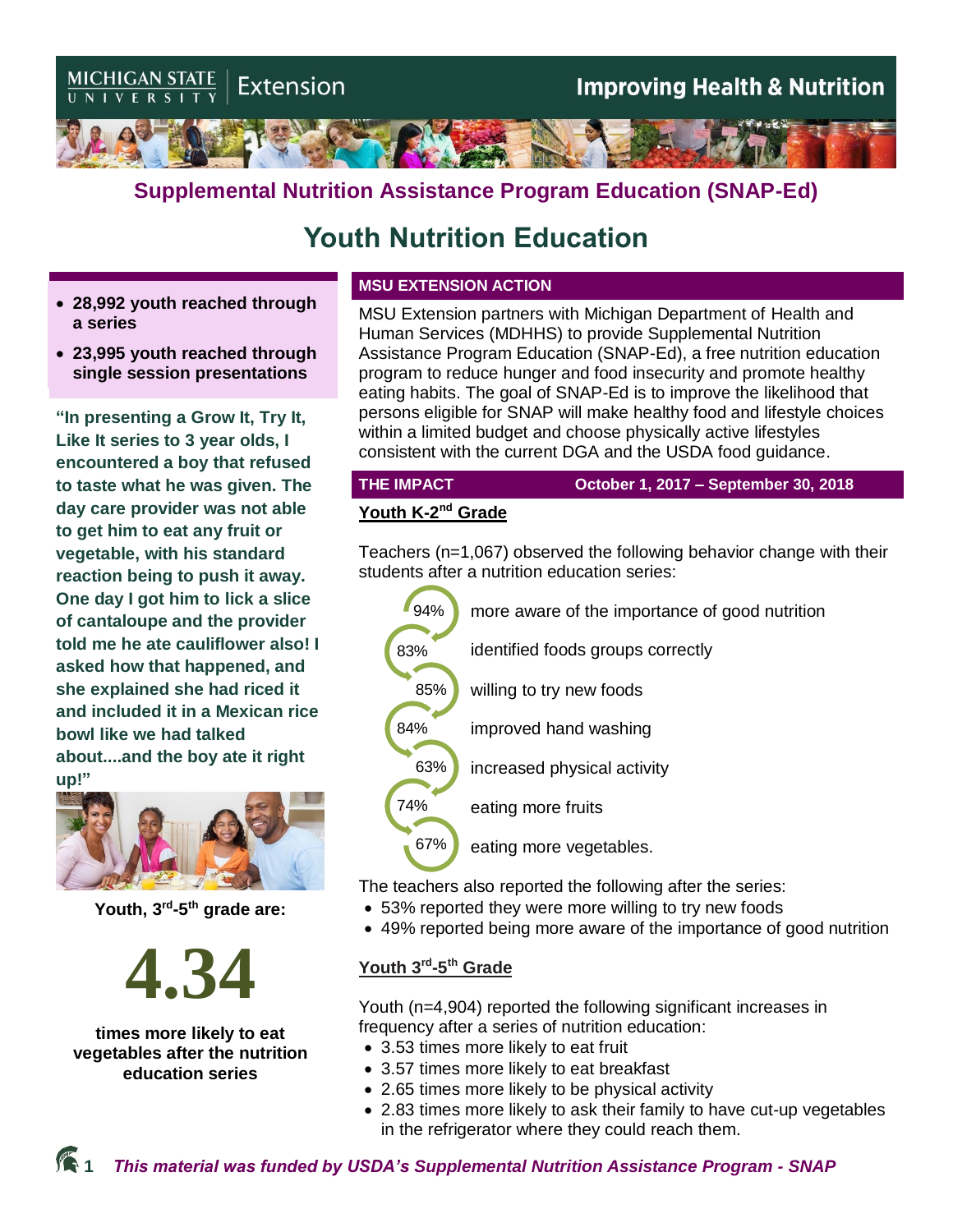Michigan State University Extension

**Improving Health & Nutrition**

## Supplemental Nutrition Assistance Program Education (SNAP-Ed)

# Youth Nutrition Education

- **28,992 youth reached through a series**
- **23,995 youth reached through single session presentations**

**"In presenting a Grow It, Try It, Like It series to 3 year olds, I encountered a boy that refused to taste what he was given. The day care provider was not able to get him to eat any fruit or vegetable, with his standard reaction being to push it away. One day I got him to lick a slice of cantaloupe and the provider told me he ate cauliflower also! I asked how that happened, and she explained she had riced it and included it in a Mexican rice bowl like we had talked about....and the boy ate it right up!"**

**Youth, 3rd-5th grade are:**

# 4.34

**times more likely to eat vegetables after the nutrition education series**

## MSU EXTENSION ACTION

MSU Extension partners with Michigan Department of Health and Human Services (MDHHS) to provide Supplemental Nutrition Assistance Program Education (SNAP-Ed), a free nutrition education program to reduce hunger and food insecurity and promote healthy eating habits. The goal of SNAP-Ed is to improve the likelihood that persons eligible for SNAP will make healthy food and lifestyle choices within a limited budget and choose physically active lifestyles consistent with the current DGA and the USDA food guidance.

## THE IMPACT — October 1, 2017 – September 30, 2018

### Youth K-2nd Grade

Teachers (n=1,067) observed the following behavior change with their students after a nutrition education series:

- 94% more aware of the importance of good nutrition
- 83% identified foods groups correctly
- 85% willing to try new foods
- 84% improved hand washing
- 63% increased physical activity
- 74% eating more fruits
- 67% eating more vegetables.

The teachers also reported the following after the series:

- 53% reported they were more willing to try new foods
- 49% reported being more aware of the importance of good nutrition

### Youth 3rd-5th Grade

Youth (n=4,904) reported the following significant increases in frequency after a series of nutrition education:

- 3.53 times more likely to eat fruit
- 3.57 times more likely to eat breakfast
- 2.65 times more likely to be physical activity
- 2.83 times more likely to ask their family to have cut-up vegetables in the refrigerator where they could reach them.

*This material was funded by USDA's Supplemental Nutrition Assistance Program - SNAP*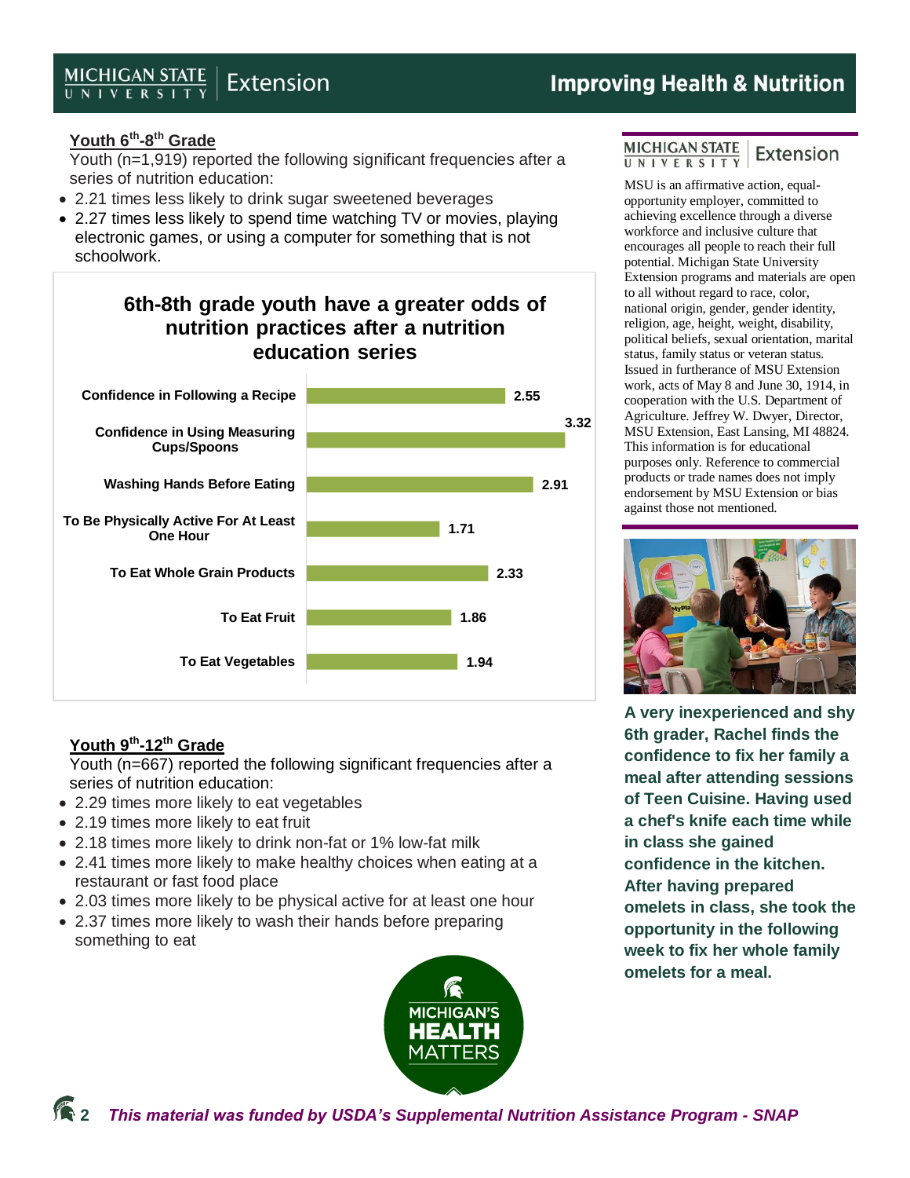### Youth 6th-8th Grade

Youth (n=1,919) reported the following significant frequencies after a series of nutrition education:

- 2.21 times less likely to drink sugar sweetened beverages
- 2.27 times less likely to spend time watching TV or movies, playing electronic games, or using a computer for something that is not schoolwork.

**6th-8th grade youth have a greater odds of nutrition practices after a nutrition education series**

Confidence in Following a Recipe 2.55
Confidence in Using Measuring Cups/Spoons 3.32
Washing Hands Before Eating 2.91
To Be Physically Active For At Least One Hour 1.71
To Eat Whole Grain Products 2.33
To Eat Fruit 1.86
To Eat Vegetables 1.94

### Youth 9th-12th Grade

Youth (n=667) reported the following significant frequencies after a series of nutrition education:

- 2.29 times more likely to eat vegetables
- 2.19 times more likely to eat fruit
- 2.18 times more likely to drink non-fat or 1% low-fat milk
- 2.41 times more likely to make healthy choices when eating at a restaurant or fast food place
- 2.03 times more likely to be physical active for at least one hour
- 2.37 times more likely to wash their hands before preparing something to eat

MICHIGAN'S HEALTH MATTERS

MICHIGAN STATE UNIVERSITY Extension

MSU is an affirmative action, equal-opportunity employer, committed to achieving excellence through a diverse workforce and inclusive culture that encourages all people to reach their full potential. Michigan State University Extension programs and materials are open to all without regard to race, color, national origin, gender, gender identity, religion, age, height, weight, disability, political beliefs, sexual orientation, marital status, family status or veteran status. Issued in furtherance of MSU Extension work, acts of May 8 and June 30, 1914, in cooperation with the U.S. Department of Agriculture. Jeffrey W. Dwyer, Director, MSU Extension, East Lansing, MI 48824. This information is for educational purposes only. Reference to commercial products or trade names does not imply endorsement by MSU Extension or bias against those not mentioned.

**A very inexperienced and shy 6th grader, Rachel finds the confidence to fix her family a meal after attending sessions of Teen Cuisine. Having used a chef's knife each time while in class she gained confidence in the kitchen. After having prepared omelets in class, she took the opportunity in the following week to fix her whole family omelets for a meal.**

*This material was funded by USDA's Supplemental Nutrition Assistance Program - SNAP*